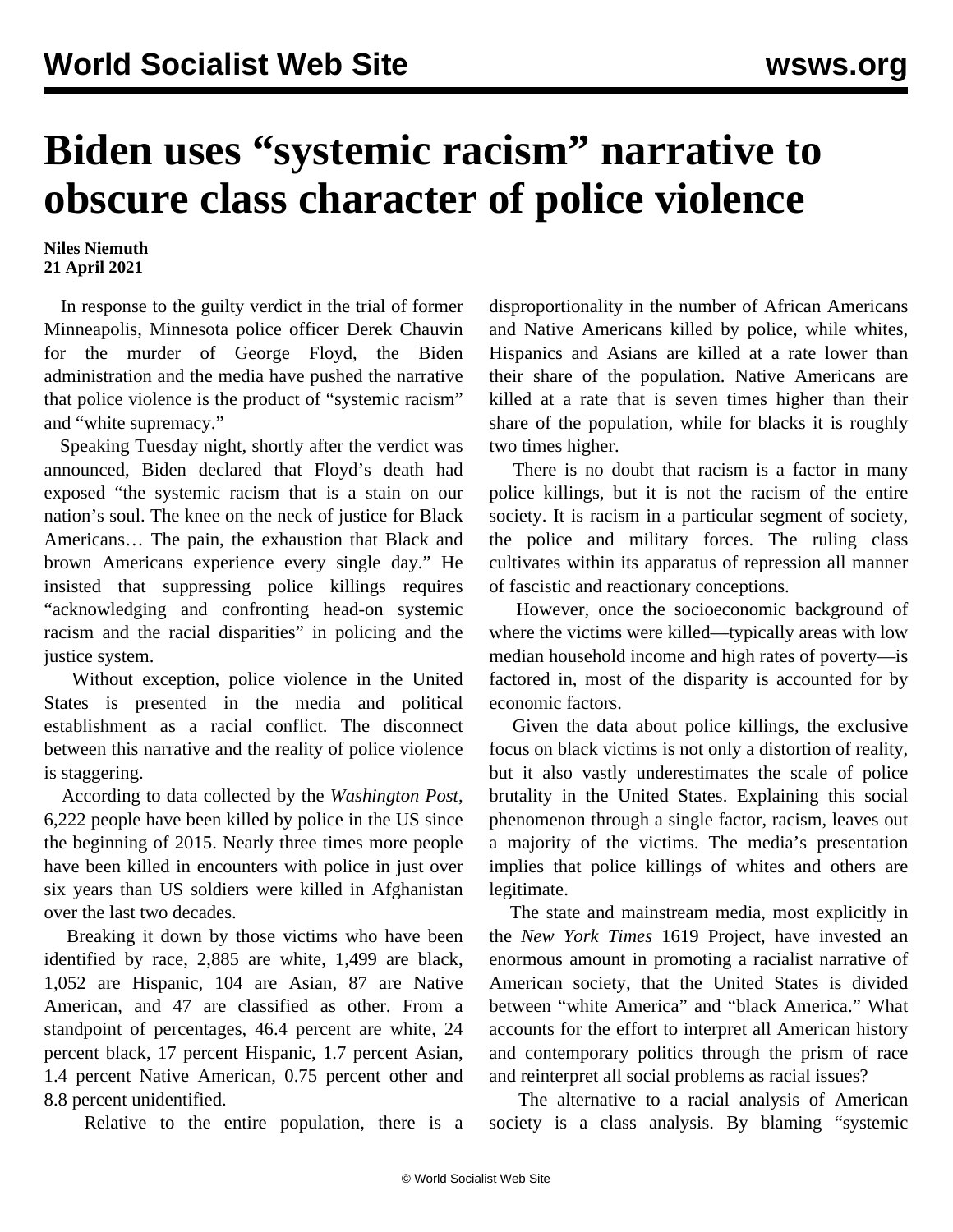# Biden uses "systemic racism" narrative to obscure class character of police violence

**Niles Niemuth**
**21 April 2021**

In response to the guilty verdict in the trial of former Minneapolis, Minnesota police officer Derek Chauvin for the murder of George Floyd, the Biden administration and the media have pushed the narrative that police violence is the product of "systemic racism" and "white supremacy."

Speaking Tuesday night, shortly after the verdict was announced, Biden declared that Floyd's death had exposed "the systemic racism that is a stain on our nation's soul. The knee on the neck of justice for Black Americans… The pain, the exhaustion that Black and brown Americans experience every single day." He insisted that suppressing police killings requires "acknowledging and confronting head-on systemic racism and the racial disparities" in policing and the justice system.

Without exception, police violence in the United States is presented in the media and political establishment as a racial conflict. The disconnect between this narrative and the reality of police violence is staggering.

According to data collected by the *Washington Post*, 6,222 people have been killed by police in the US since the beginning of 2015. Nearly three times more people have been killed in encounters with police in just over six years than US soldiers were killed in Afghanistan over the last two decades.

Breaking it down by those victims who have been identified by race, 2,885 are white, 1,499 are black, 1,052 are Hispanic, 104 are Asian, 87 are Native American, and 47 are classified as other. From a standpoint of percentages, 46.4 percent are white, 24 percent black, 17 percent Hispanic, 1.7 percent Asian, 1.4 percent Native American, 0.75 percent other and 8.8 percent unidentified.

Relative to the entire population, there is a disproportionality in the number of African Americans and Native Americans killed by police, while whites, Hispanics and Asians are killed at a rate lower than their share of the population. Native Americans are killed at a rate that is seven times higher than their share of the population, while for blacks it is roughly two times higher.

There is no doubt that racism is a factor in many police killings, but it is not the racism of the entire society. It is racism in a particular segment of society, the police and military forces. The ruling class cultivates within its apparatus of repression all manner of fascistic and reactionary conceptions.

However, once the socioeconomic background of where the victims were killed—typically areas with low median household income and high rates of poverty—is factored in, most of the disparity is accounted for by economic factors.

Given the data about police killings, the exclusive focus on black victims is not only a distortion of reality, but it also vastly underestimates the scale of police brutality in the United States. Explaining this social phenomenon through a single factor, racism, leaves out a majority of the victims. The media's presentation implies that police killings of whites and others are legitimate.

The state and mainstream media, most explicitly in the *New York Times* 1619 Project, have invested an enormous amount in promoting a racialist narrative of American society, that the United States is divided between "white America" and "black America." What accounts for the effort to interpret all American history and contemporary politics through the prism of race and reinterpret all social problems as racial issues?

The alternative to a racial analysis of American society is a class analysis. By blaming "systemic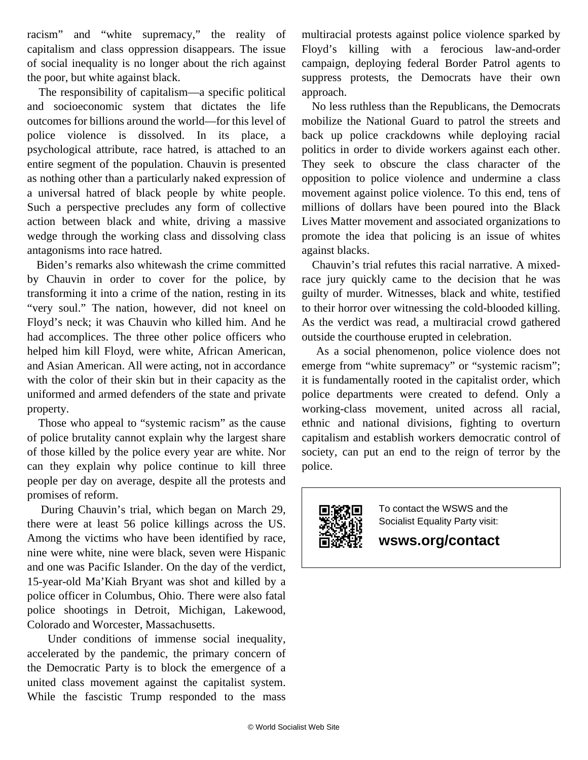racism" and "white supremacy," the reality of capitalism and class oppression disappears. The issue of social inequality is no longer about the rich against the poor, but white against black.

The responsibility of capitalism—a specific political and socioeconomic system that dictates the life outcomes for billions around the world—for this level of police violence is dissolved. In its place, a psychological attribute, race hatred, is attached to an entire segment of the population. Chauvin is presented as nothing other than a particularly naked expression of a universal hatred of black people by white people. Such a perspective precludes any form of collective action between black and white, driving a massive wedge through the working class and dissolving class antagonisms into race hatred.

Biden's remarks also whitewash the crime committed by Chauvin in order to cover for the police, by transforming it into a crime of the nation, resting in its "very soul." The nation, however, did not kneel on Floyd's neck; it was Chauvin who killed him. And he had accomplices. The three other police officers who helped him kill Floyd, were white, African American, and Asian American. All were acting, not in accordance with the color of their skin but in their capacity as the uniformed and armed defenders of the state and private property.

Those who appeal to "systemic racism" as the cause of police brutality cannot explain why the largest share of those killed by the police every year are white. Nor can they explain why police continue to kill three people per day on average, despite all the protests and promises of reform.

During Chauvin's trial, which began on March 29, there were at least 56 police killings across the US. Among the victims who have been identified by race, nine were white, nine were black, seven were Hispanic and one was Pacific Islander. On the day of the verdict, 15-year-old Ma'Kiah Bryant was shot and killed by a police officer in Columbus, Ohio. There were also fatal police shootings in Detroit, Michigan, Lakewood, Colorado and Worcester, Massachusetts.

Under conditions of immense social inequality, accelerated by the pandemic, the primary concern of the Democratic Party is to block the emergence of a united class movement against the capitalist system. While the fascistic Trump responded to the mass multiracial protests against police violence sparked by Floyd's killing with a ferocious law-and-order campaign, deploying federal Border Patrol agents to suppress protests, the Democrats have their own approach.

No less ruthless than the Republicans, the Democrats mobilize the National Guard to patrol the streets and back up police crackdowns while deploying racial politics in order to divide workers against each other. They seek to obscure the class character of the opposition to police violence and undermine a class movement against police violence. To this end, tens of millions of dollars have been poured into the Black Lives Matter movement and associated organizations to promote the idea that policing is an issue of whites against blacks.

Chauvin's trial refutes this racial narrative. A mixed-race jury quickly came to the decision that he was guilty of murder. Witnesses, black and white, testified to their horror over witnessing the cold-blooded killing. As the verdict was read, a multiracial crowd gathered outside the courthouse erupted in celebration.

As a social phenomenon, police violence does not emerge from "white supremacy" or "systemic racism"; it is fundamentally rooted in the capitalist order, which police departments were created to defend. Only a working-class movement, united across all racial, ethnic and national divisions, fighting to overturn capitalism and establish workers democratic control of society, can put an end to the reign of terror by the police.

To contact the WSWS and the Socialist Equality Party visit:

**wsws.org/contact**